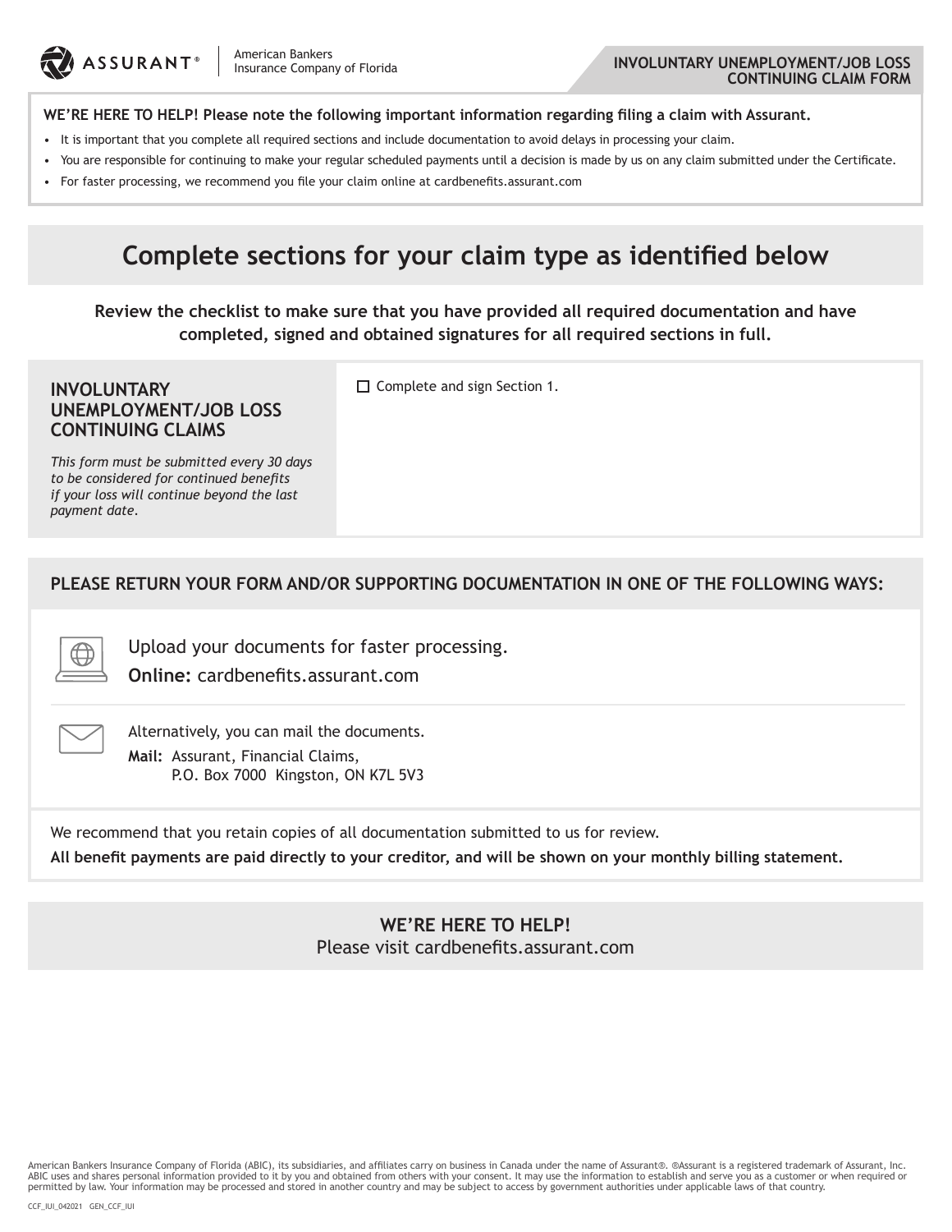ASSURANT® | American Bankers Insurance Company of Florida

**INVOLUNTARY UNEMPLOYMENT/JOB LOSS CONTINUING CLAIM FORM**

**WE'RE HERE TO HELP! Please note the following important information regarding filing a claim with Assurant.**

- It is important that you complete all required sections and include documentation to avoid delays in processing your claim.
- You are responsible for continuing to make your regular scheduled payments until a decision is made by us on any claim submitted under the Certificate.
- For faster processing, we recommend you file your claim online at cardbenefits.assurant.com

# Complete sections for your claim type as identified below

**Review the checklist to make sure that you have provided all required documentation and have completed, signed and obtained signatures for all required sections in full.**

| **INVOLUNTARY UNEMPLOYMENT/JOB LOSS CONTINUING CLAIMS**<br><br>*This form must be submitted every 30 days to be considered for continued benefits if your loss will continue beyond the last payment date.* | ☐ Complete and sign Section 1. |
|---|---|

## PLEASE RETURN YOUR FORM AND/OR SUPPORTING DOCUMENTATION IN ONE OF THE FOLLOWING WAYS:

Upload your documents for faster processing.
**Online:** cardbenefits.assurant.com

Alternatively, you can mail the documents.
**Mail:** Assurant, Financial Claims,
P.O. Box 7000 Kingston, ON K7L 5V3

We recommend that you retain copies of all documentation submitted to us for review.

**All benefit payments are paid directly to your creditor, and will be shown on your monthly billing statement.**

**WE'RE HERE TO HELP!**
Please visit cardbenefits.assurant.com

American Bankers Insurance Company of Florida (ABIC), its subsidiaries, and affiliates carry on business in Canada under the name of Assurant®. ®Assurant is a registered trademark of Assurant, Inc. ABIC uses and shares personal information provided to it by you and obtained from others with your consent. It may use the information to establish and serve you as a customer or when required or permitted by law. Your information may be processed and stored in another country and may be subject to access by government authorities under applicable laws of that country.

CCF_IUI_042021 GEN_CCF_IUI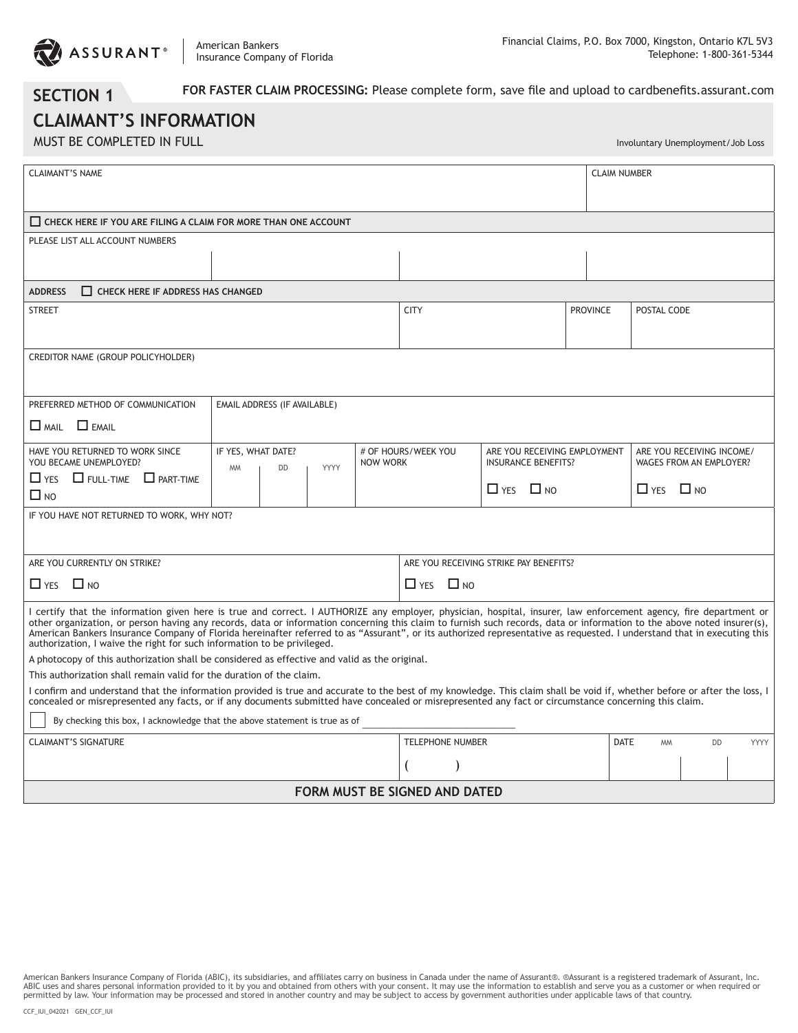ASSURANT® | American Bankers Insurance Company of Florida

Financial Claims, P.O. Box 7000, Kingston, Ontario K7L 5V3
Telephone: 1-800-361-5344

## SECTION 1

**FOR FASTER CLAIM PROCESSING:** Please complete form, save file and upload to cardbenefits.assurant.com

## CLAIMANT'S INFORMATION

MUST BE COMPLETED IN FULL

Involuntary Unemployment/Job Loss

| CLAIMANT'S NAME | CLAIM NUMBER |
|---|---|
| | |

☐ **CHECK HERE IF YOU ARE FILING A CLAIM FOR MORE THAN ONE ACCOUNT**

PLEASE LIST ALL ACCOUNT NUMBERS

| | | | |
|---|---|---|---|
| | | | |

**ADDRESS** ☐ **CHECK HERE IF ADDRESS HAS CHANGED**

| STREET | CITY | PROVINCE | POSTAL CODE |
|---|---|---|---|
| | | | |

CREDITOR NAME (GROUP POLICYHOLDER)

| PREFERRED METHOD OF COMMUNICATION | EMAIL ADDRESS (IF AVAILABLE) |
|---|---|
| ☐ MAIL ☐ EMAIL | |

| HAVE YOU RETURNED TO WORK SINCE YOU BECAME UNEMPLOYED? | IF YES, WHAT DATE? | # OF HOURS/WEEK YOU NOW WORK | ARE YOU RECEIVING EMPLOYMENT INSURANCE BENEFITS? | ARE YOU RECEIVING INCOME/WAGES FROM AN EMPLOYER? |
|---|---|---|---|---|
| ☐ YES ☐ FULL-TIME ☐ PART-TIME ☐ NO | MM DD YYYY | | ☐ YES ☐ NO | ☐ YES ☐ NO |

IF YOU HAVE NOT RETURNED TO WORK, WHY NOT?

| ARE YOU CURRENTLY ON STRIKE? | ARE YOU RECEIVING STRIKE PAY BENEFITS? |
|---|---|
| ☐ YES ☐ NO | ☐ YES ☐ NO |

I certify that the information given here is true and correct. I AUTHORIZE any employer, physician, hospital, insurer, law enforcement agency, fire department or other organization, or person having any records, data or information concerning this claim to furnish such records, data or information to the above noted insurer(s), American Bankers Insurance Company of Florida hereinafter referred to as "Assurant", or its authorized representative as requested. I understand that in executing this authorization, I waive the right for such information to be privileged.

A photocopy of this authorization shall be considered as effective and valid as the original.

This authorization shall remain valid for the duration of the claim.

I confirm and understand that the information provided is true and accurate to the best of my knowledge. This claim shall be void if, whether before or after the loss, I concealed or misrepresented any facts, or if any documents submitted have concealed or misrepresented any fact or circumstance concerning this claim.

☐ By checking this box, I acknowledge that the above statement is true as of ______________________________

| CLAIMANT'S SIGNATURE | TELEPHONE NUMBER | DATE MM DD YYYY |
|---|---|---|
| | ( ) | |

**FORM MUST BE SIGNED AND DATED**

American Bankers Insurance Company of Florida (ABIC), its subsidiaries, and affiliates carry on business in Canada under the name of Assurant®. ®Assurant is a registered trademark of Assurant, Inc. ABIC uses and shares personal information provided to it by you and obtained from others with your consent. It may use the information to establish and serve you as a customer or when required or permitted by law. Your information may be processed and stored in another country and may be subject to access by government authorities under applicable laws of that country.

CCF_IUI_042021 GEN_CCF_IUI